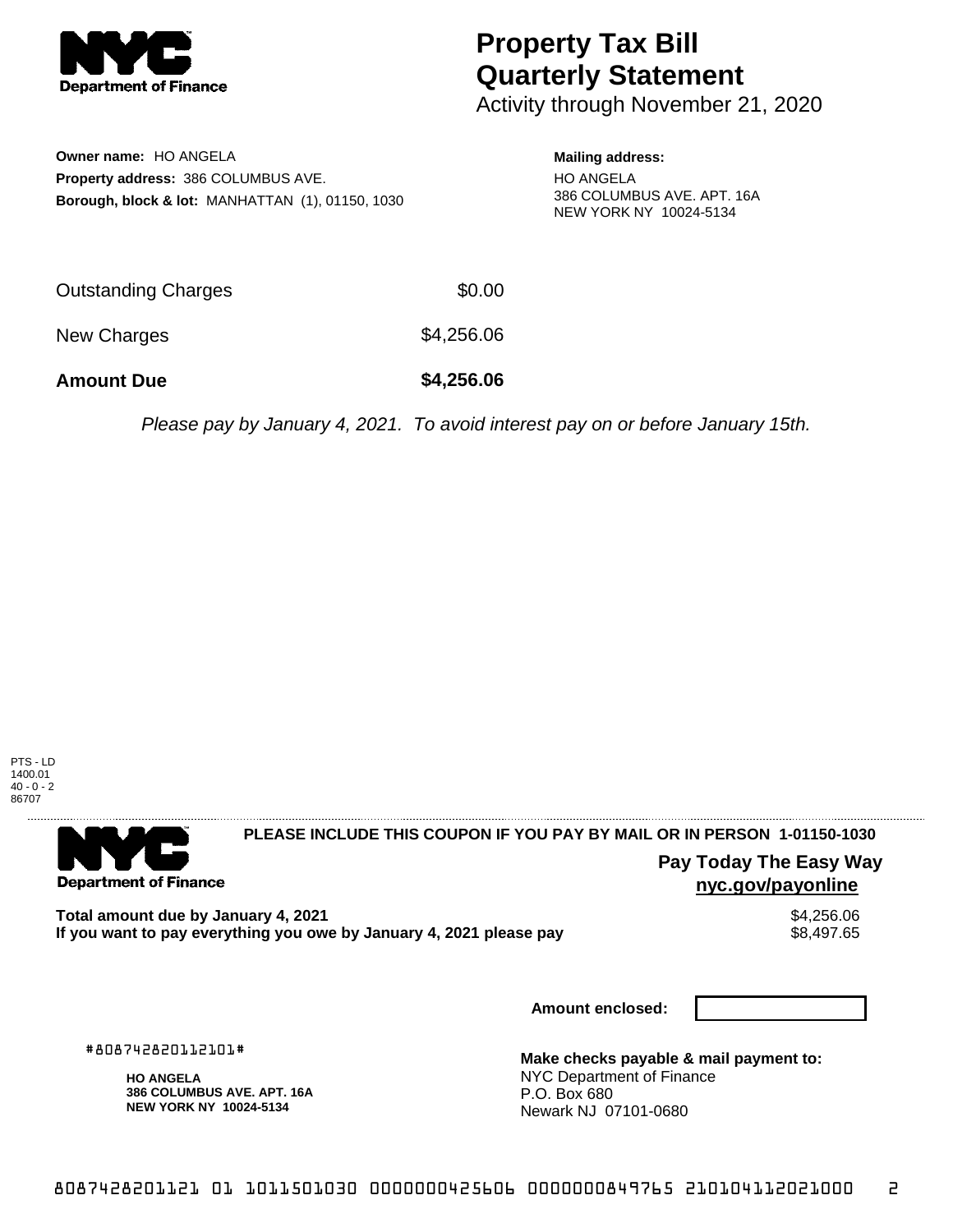# Property Tax Bill Quarterly Statement

Activity through November 21, 2020

**Owner name:** HO ANGELA
**Property address:** 386 COLUMBUS AVE.
**Borough, block & lot:** MANHATTAN (1), 01150, 1030

**Mailing address:**
HO ANGELA
386 COLUMBUS AVE. APT. 16A
NEW YORK NY 10024-5134

| | |
|---|---|
| Outstanding Charges | $0.00 |
| New Charges | $4,256.06 |
| **Amount Due** | **$4,256.06** |

*Please pay by January 4, 2021. To avoid interest pay on or before January 15th.*

PTS - LD
1400.01
40 - 0 - 2
86707

**PLEASE INCLUDE THIS COUPON IF YOU PAY BY MAIL OR IN PERSON 1-01150-1030**

**Pay Today The Easy Way**
**nyc.gov/payonline**

| | |
|---|---|
| **Total amount due by January 4, 2021** | $4,256.06 |
| **If you want to pay everything you owe by January 4, 2021 please pay** | $8,497.65 |

**Amount enclosed:**

#808742820112101#

**HO ANGELA**
**386 COLUMBUS AVE. APT. 16A**
**NEW YORK NY 10024-5134**

**Make checks payable & mail payment to:**
NYC Department of Finance
P.O. Box 680
Newark NJ 07101-0680

8087428201121 01 1011501030 0000000425606 0000000849765 210104112021000 2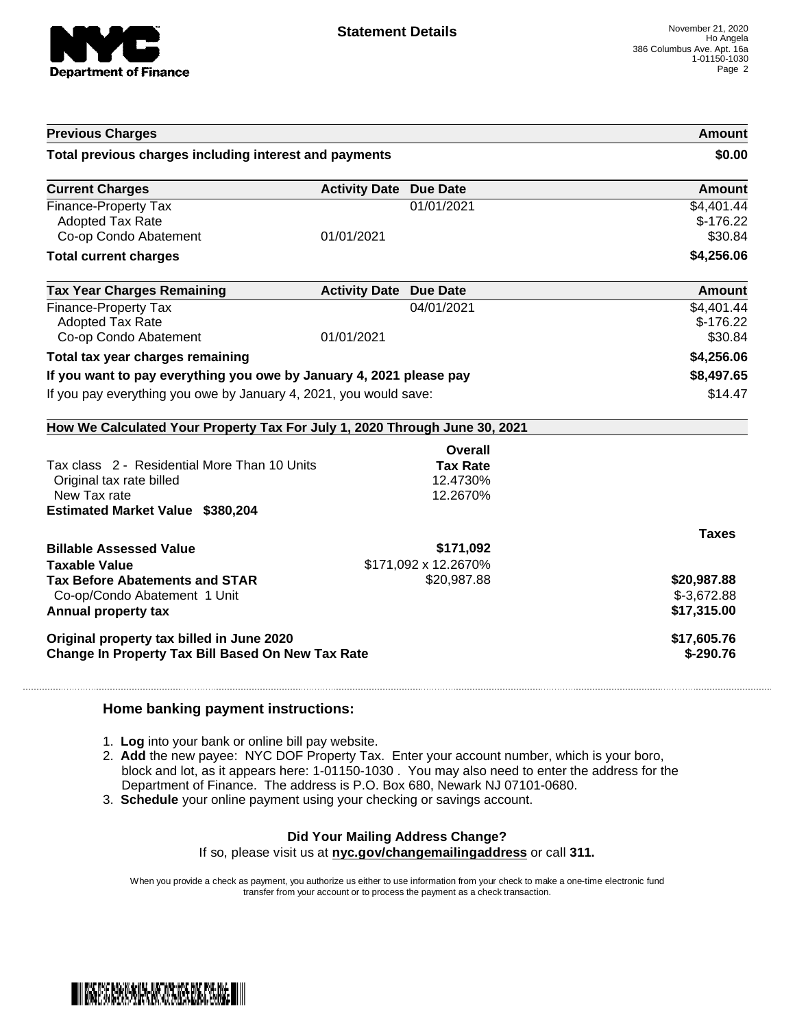**Statement Details**

November 21, 2020
Ho Angela
386 Columbus Ave. Apt. 16a
1-01150-1030

| Previous Charges | | | Amount |
|---|---|---|---|
| **Total previous charges including interest and payments** | | | **$0.00** |

| Current Charges | Activity Date | Due Date | Amount |
|---|---|---|---|
| Finance-Property Tax | | 01/01/2021 | $4,401.44 |
| Adopted Tax Rate | | | $-176.22 |
| Co-op Condo Abatement | 01/01/2021 | | $30.84 |
| **Total current charges** | | | **$4,256.06** |

| Tax Year Charges Remaining | Activity Date | Due Date | Amount |
|---|---|---|---|
| Finance-Property Tax | | 04/01/2021 | $4,401.44 |
| Adopted Tax Rate | | | $-176.22 |
| Co-op Condo Abatement | 01/01/2021 | | $30.84 |
| **Total tax year charges remaining** | | | **$4,256.06** |
| **If you want to pay everything you owe by January 4, 2021 please pay** | | | **$8,497.65** |
| If you pay everything you owe by January 4, 2021, you would save: | | | $14.47 |

**How We Calculated Your Property Tax For July 1, 2020 Through June 30, 2021**

| | Overall Tax Rate | |
|---|---|---|
| Tax class 2 - Residential More Than 10 Units | | |
| Original tax rate billed | 12.4730% | |
| New Tax rate | 12.2670% | |
| **Estimated Market Value $380,204** | | |
| | | **Taxes** |
| **Billable Assessed Value** | **$171,092** | |
| **Taxable Value** | $171,092 x 12.2670% | |
| **Tax Before Abatements and STAR** | $20,987.88 | **$20,987.88** |
| Co-op/Condo Abatement 1 Unit | | $-3,672.88 |
| **Annual property tax** | | **$17,315.00** |
| **Original property tax billed in June 2020** | | **$17,605.76** |
| **Change In Property Tax Bill Based On New Tax Rate** | | **$-290.76** |

### Home banking payment instructions:

1. **Log** into your bank or online bill pay website.
2. **Add** the new payee: NYC DOF Property Tax. Enter your account number, which is your boro, block and lot, as it appears here: 1-01150-1030 . You may also need to enter the address for the Department of Finance. The address is P.O. Box 680, Newark NJ 07101-0680.
3. **Schedule** your online payment using your checking or savings account.

**Did Your Mailing Address Change?**

If so, please visit us at **nyc.gov/changemailingaddress** or call **311.**

When you provide a check as payment, you authorize us either to use information from your check to make a one-time electronic fund transfer from your account or to process the payment as a check transaction.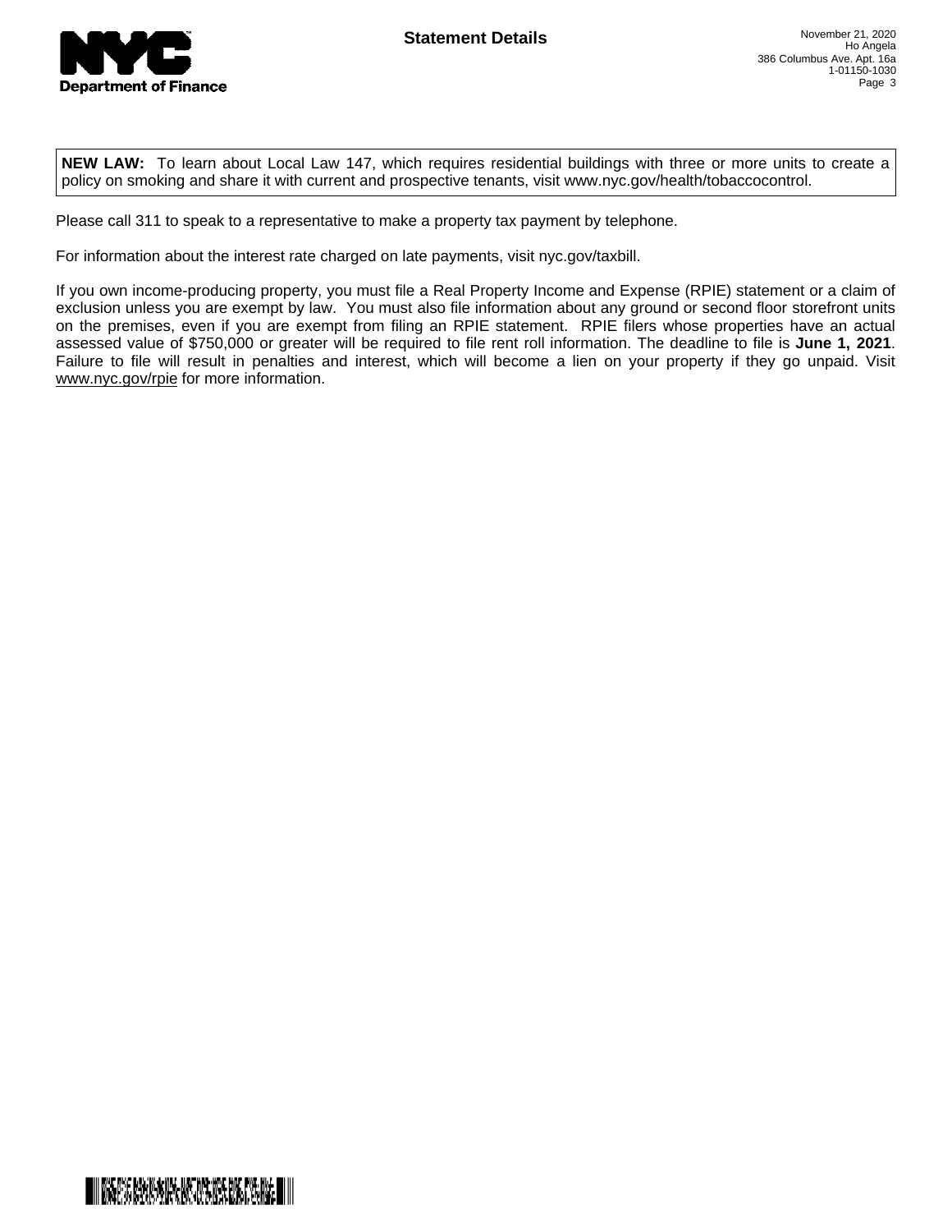**NEW LAW:** To learn about Local Law 147, which requires residential buildings with three or more units to create a policy on smoking and share it with current and prospective tenants, visit www.nyc.gov/health/tobaccocontrol.

Please call 311 to speak to a representative to make a property tax payment by telephone.

For information about the interest rate charged on late payments, visit nyc.gov/taxbill.

If you own income-producing property, you must file a Real Property Income and Expense (RPIE) statement or a claim of exclusion unless you are exempt by law. You must also file information about any ground or second floor storefront units on the premises, even if you are exempt from filing an RPIE statement. RPIE filers whose properties have an actual assessed value of $750,000 or greater will be required to file rent roll information. The deadline to file is **June 1, 2021**. Failure to file will result in penalties and interest, which will become a lien on your property if they go unpaid. Visit www.nyc.gov/rpie for more information.